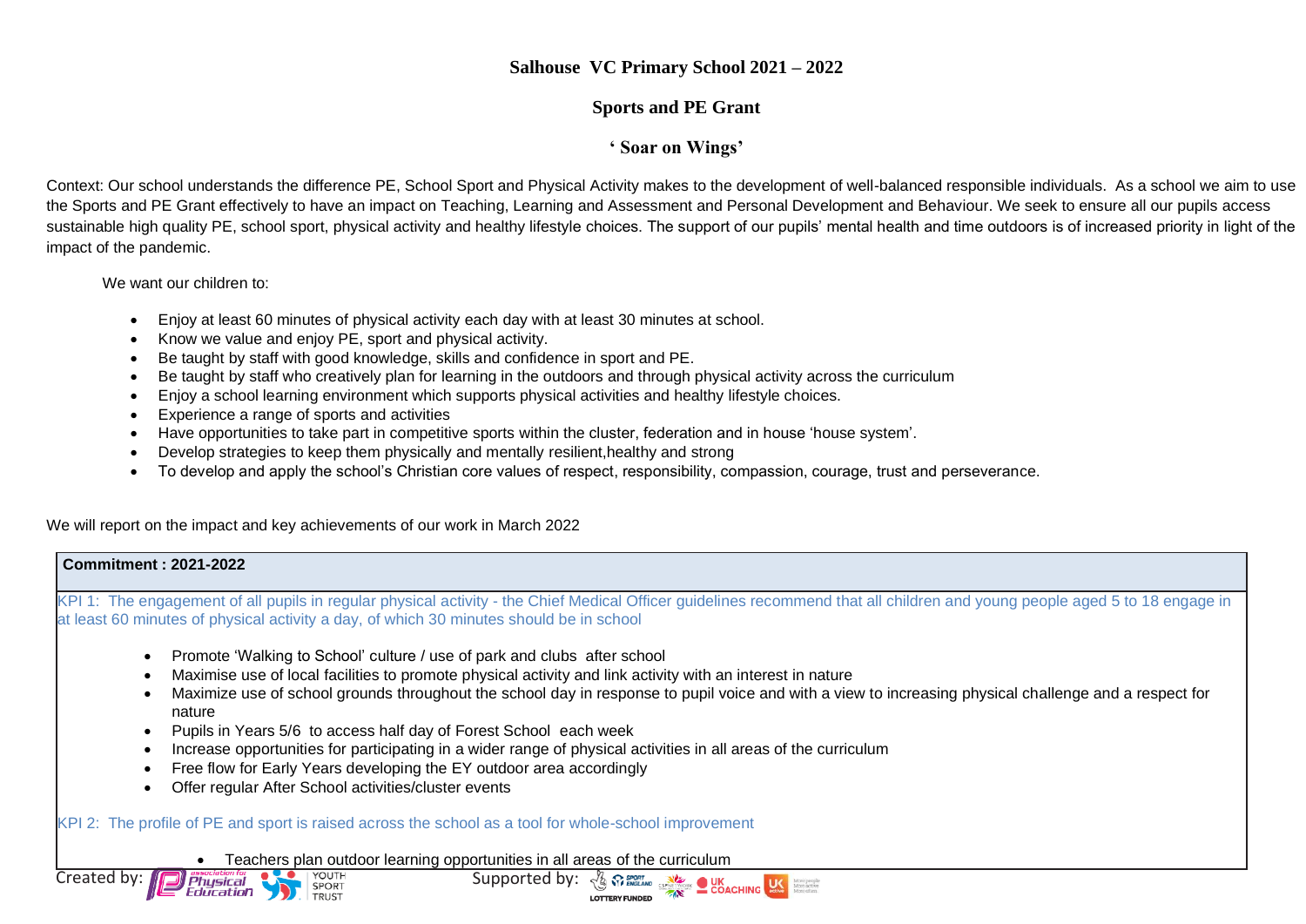# Salhouse VC Primary School 2021 – 2022

## Sports and PE Grant

### ' Soar on Wings'

Context: Our school understands the difference PE, School Sport and Physical Activity makes to the development of well-balanced responsible individuals. As a school we aim to use the Sports and PE Grant effectively to have an impact on Teaching, Learning and Assessment and Personal Development and Behaviour. We seek to ensure all our pupils access sustainable high quality PE, school sport, physical activity and healthy lifestyle choices. The support of our pupils' mental health and time outdoors is of increased priority in light of the impact of the pandemic.

We want our children to:

- Enjoy at least 60 minutes of physical activity each day with at least 30 minutes at school.
- Know we value and enjoy PE, sport and physical activity.
- Be taught by staff with good knowledge, skills and confidence in sport and PE.
- Be taught by staff who creatively plan for learning in the outdoors and through physical activity across the curriculum
- Enjoy a school learning environment which supports physical activities and healthy lifestyle choices.
- Experience a range of sports and activities
- Have opportunities to take part in competitive sports within the cluster, federation and in house 'house system'.
- Develop strategies to keep them physically and mentally resilient,healthy and strong
- To develop and apply the school's Christian core values of respect, responsibility, compassion, courage, trust and perseverance.

We will report on the impact and key achievements of our work in March 2022

| **Commitment : 2021-2022** |
|---|
| KPI 1: The engagement of all pupils in regular physical activity - the Chief Medical Officer guidelines recommend that all children and young people aged 5 to 18 engage in at least 60 minutes of physical activity a day, of which 30 minutes should be in school<br><br>• Promote 'Walking to School' culture / use of park and clubs after school<br>• Maximise use of local facilities to promote physical activity and link activity with an interest in nature<br>• Maximize use of school grounds throughout the school day in response to pupil voice and with a view to increasing physical challenge and a respect for nature<br>• Pupils in Years 5/6 to access half day of Forest School each week<br>• Increase opportunities for participating in a wider range of physical activities in all areas of the curriculum<br>• Free flow for Early Years developing the EY outdoor area accordingly<br>• Offer regular After School activities/cluster events<br><br>KPI 2: The profile of PE and sport is raised across the school as a tool for whole-school improvement<br><br>• Teachers plan outdoor learning opportunities in all areas of the curriculum |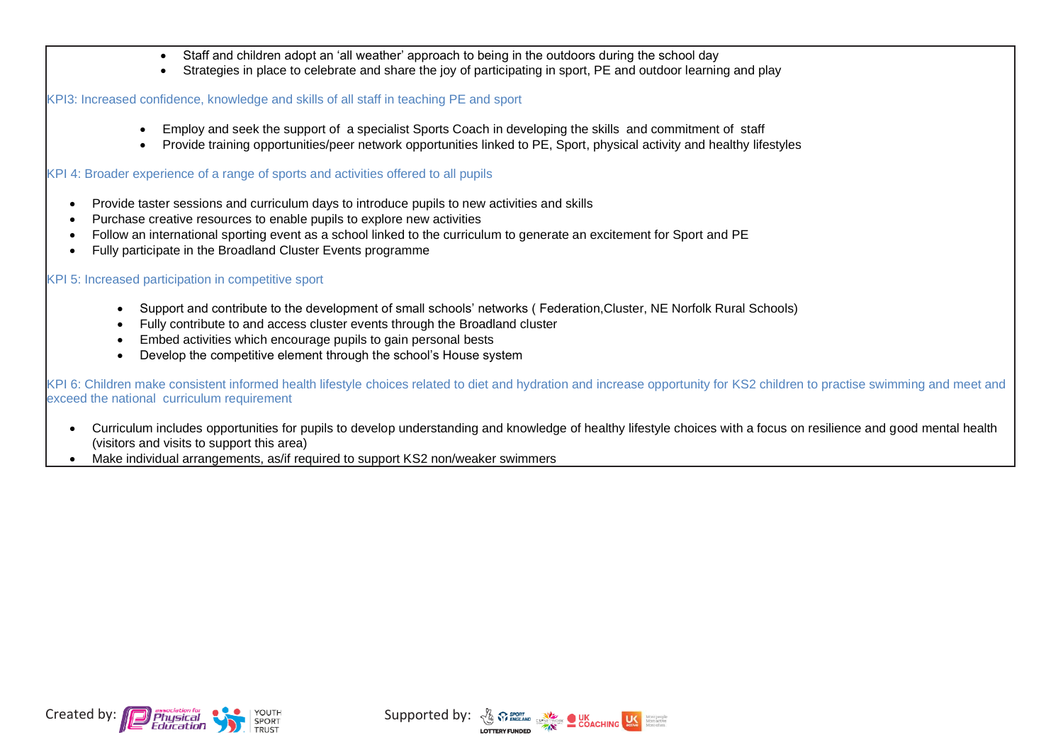- Staff and children adopt an 'all weather' approach to being in the outdoors during the school day
- Strategies in place to celebrate and share the joy of participating in sport, PE and outdoor learning and play

KPI3: Increased confidence, knowledge and skills of all staff in teaching PE and sport

- Employ and seek the support of a specialist Sports Coach in developing the skills and commitment of staff
- Provide training opportunities/peer network opportunities linked to PE, Sport, physical activity and healthy lifestyles

KPI 4: Broader experience of a range of sports and activities offered to all pupils

- Provide taster sessions and curriculum days to introduce pupils to new activities and skills
- Purchase creative resources to enable pupils to explore new activities
- Follow an international sporting event as a school linked to the curriculum to generate an excitement for Sport and PE
- Fully participate in the Broadland Cluster Events programme

KPI 5: Increased participation in competitive sport

- Support and contribute to the development of small schools' networks ( Federation,Cluster, NE Norfolk Rural Schools)
- Fully contribute to and access cluster events through the Broadland cluster
- Embed activities which encourage pupils to gain personal bests
- Develop the competitive element through the school's House system

KPI 6: Children make consistent informed health lifestyle choices related to diet and hydration and increase opportunity for KS2 children to practise swimming and meet and exceed the national curriculum requirement

- Curriculum includes opportunities for pupils to develop understanding and knowledge of healthy lifestyle choices with a focus on resilience and good mental health (visitors and visits to support this area)
- Make individual arrangements, as/if required to support KS2 non/weaker swimmers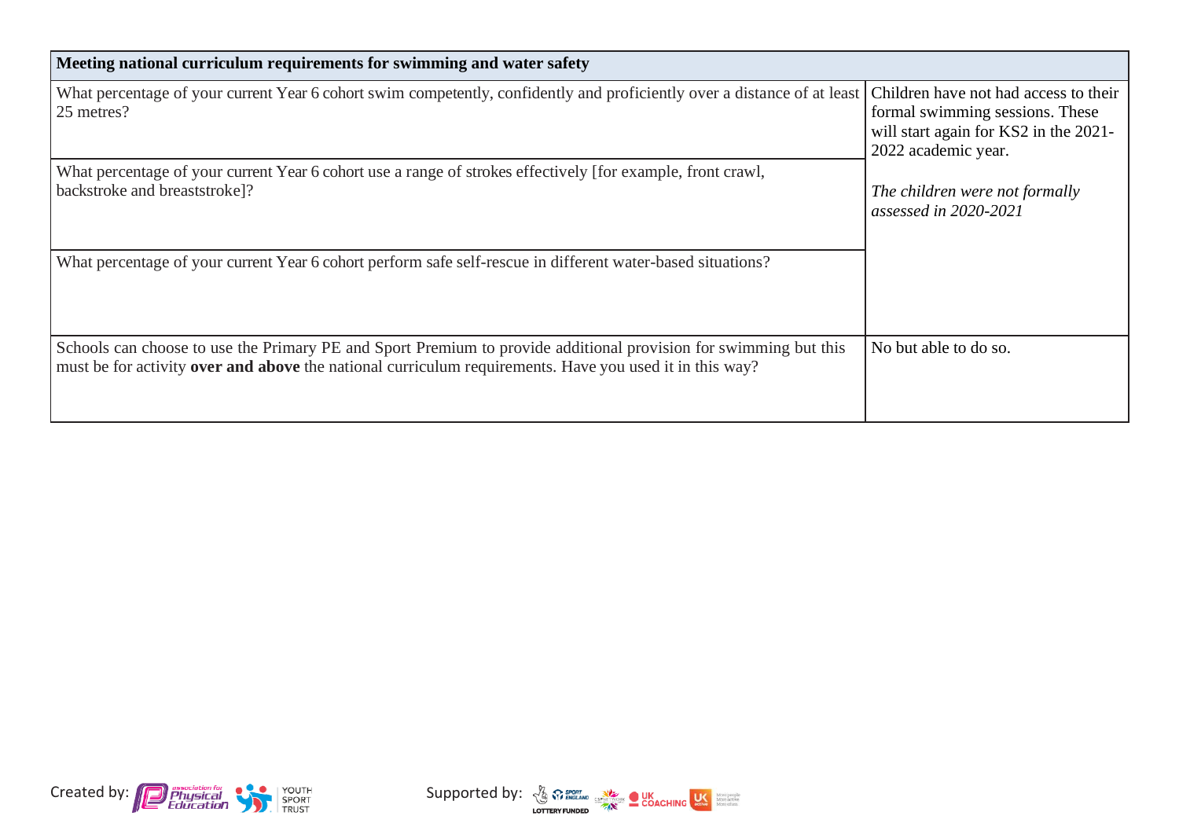| Meeting national curriculum requirements for swimming and water safety | |
|---|---|
| What percentage of your current Year 6 cohort swim competently, confidently and proficiently over a distance of at least 25 metres? | Children have not had access to their formal swimming sessions. These will start again for KS2 in the 2021-2022 academic year.<br><br>*The children were not formally assessed in 2020-2021* |
| What percentage of your current Year 6 cohort use a range of strokes effectively [for example, front crawl, backstroke and breaststroke]? | |
| What percentage of your current Year 6 cohort perform safe self-rescue in different water-based situations? | |
| Schools can choose to use the Primary PE and Sport Premium to provide additional provision for swimming but this must be for activity **over and above** the national curriculum requirements. Have you used it in this way? | No but able to do so. |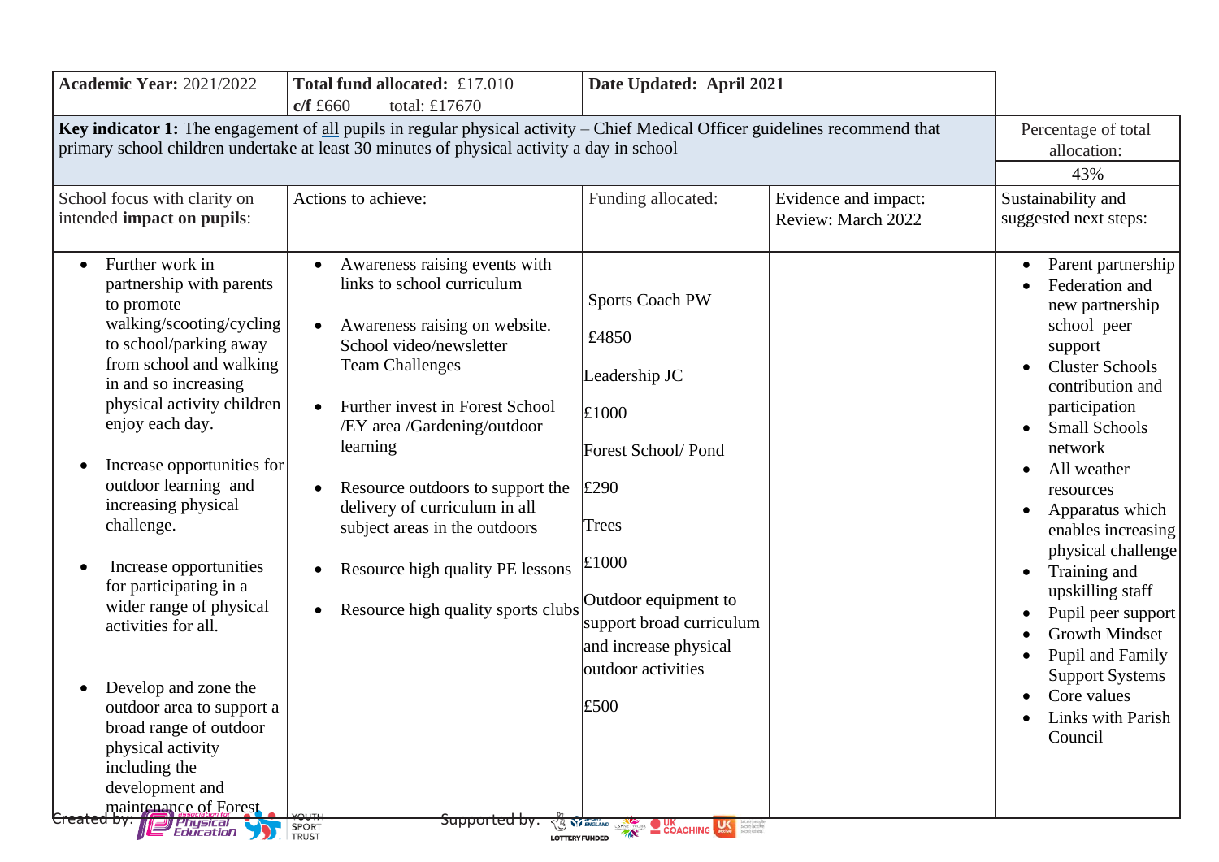| **Academic Year:** 2021/2022 | **Total fund allocated:** £17.010 **c/f** £660 total: £17670 | **Date Updated: April 2021** | | |
|---|---|---|---|---|
| **Key indicator 1:** The engagement of all pupils in regular physical activity – Chief Medical Officer guidelines recommend that primary school children undertake at least 30 minutes of physical activity a day in school | | | | Percentage of total allocation: 43% |
| School focus with clarity on intended **impact on pupils**: | Actions to achieve: | Funding allocated: | Evidence and impact: Review: March 2022 | Sustainability and suggested next steps: |
| • Further work in partnership with parents to promote walking/scooting/cycling to school/parking away from school and walking in and so increasing physical activity children enjoy each day.<br>• Increase opportunities for outdoor learning and increasing physical challenge.<br>• Increase opportunities for participating in a wider range of physical activities for all.<br>• Develop and zone the outdoor area to support a broad range of outdoor physical activity including the development and maintenance of Forest | • Awareness raising events with links to school curriculum<br>• Awareness raising on website. School video/newsletter Team Challenges<br>• Further invest in Forest School /EY area /Gardening/outdoor learning<br>• Resource outdoors to support the delivery of curriculum in all subject areas in the outdoors<br>• Resource high quality PE lessons<br>• Resource high quality sports clubs | Sports Coach PW<br>£4850<br>Leadership JC<br>£1000<br>Forest School/ Pond<br>£290<br>Trees<br>£1000<br>Outdoor equipment to support broad curriculum and increase physical outdoor activities<br>£500 | | • Parent partnership<br>• Federation and new partnership school peer support<br>• Cluster Schools contribution and participation<br>• Small Schools network<br>• All weather resources<br>• Apparatus which enables increasing physical challenge<br>• Training and upskilling staff<br>• Pupil peer support<br>• Growth Mindset<br>• Pupil and Family Support Systems<br>• Core values<br>• Links with Parish Council |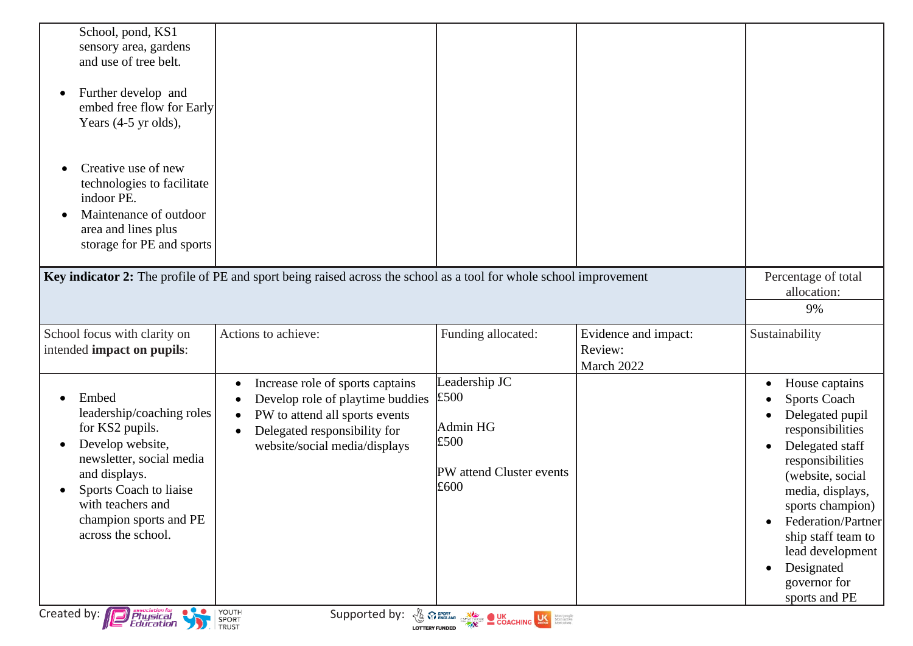| | | | | |
|---|---|---|---|---|
| School, pond, KS1 sensory area, gardens and use of tree belt.<br>• Further develop and embed free flow for Early Years (4-5 yr olds),<br>• Creative use of new technologies to facilitate indoor PE.<br>• Maintenance of outdoor area and lines plus storage for PE and sports | | | | |

| **Key indicator 2:** The profile of PE and sport being raised across the school as a tool for whole school improvement | | | | Percentage of total allocation:<br>9% |
|---|---|---|---|---|
| School focus with clarity on intended **impact on pupils**: | Actions to achieve: | Funding allocated: | Evidence and impact:<br>Review:<br>March 2022 | Sustainability |
| • Embed leadership/coaching roles for KS2 pupils.<br>• Develop website, newsletter, social media and displays.<br>• Sports Coach to liaise with teachers and champion sports and PE across the school. | • Increase role of sports captains<br>• Develop role of playtime buddies<br>• PW to attend all sports events<br>• Delegated responsibility for website/social media/displays | Leadership JC<br>£500<br><br>Admin HG<br>£500<br><br>PW attend Cluster events<br>£600 | | • House captains<br>• Sports Coach<br>• Delegated pupil responsibilities<br>• Delegated staff responsibilities (website, social media, displays, sports champion)<br>• Federation/Partnership staff team to lead development<br>• Designated governor for sports and PE |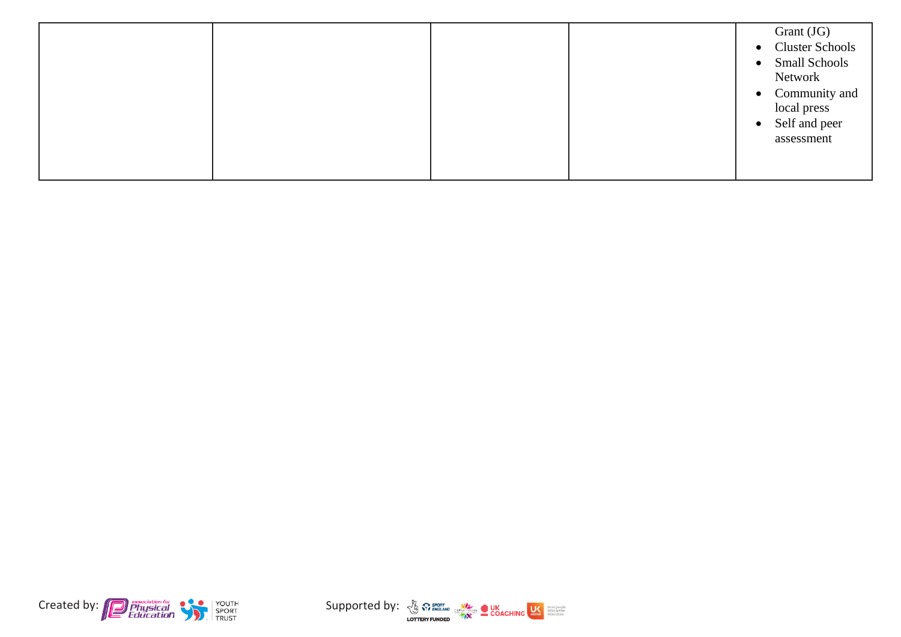| | | | | |
|---|---|---|---|---|
| | | | | Grant (JG)<br>• Cluster Schools<br>• Small Schools Network<br>• Community and local press<br>• Self and peer assessment |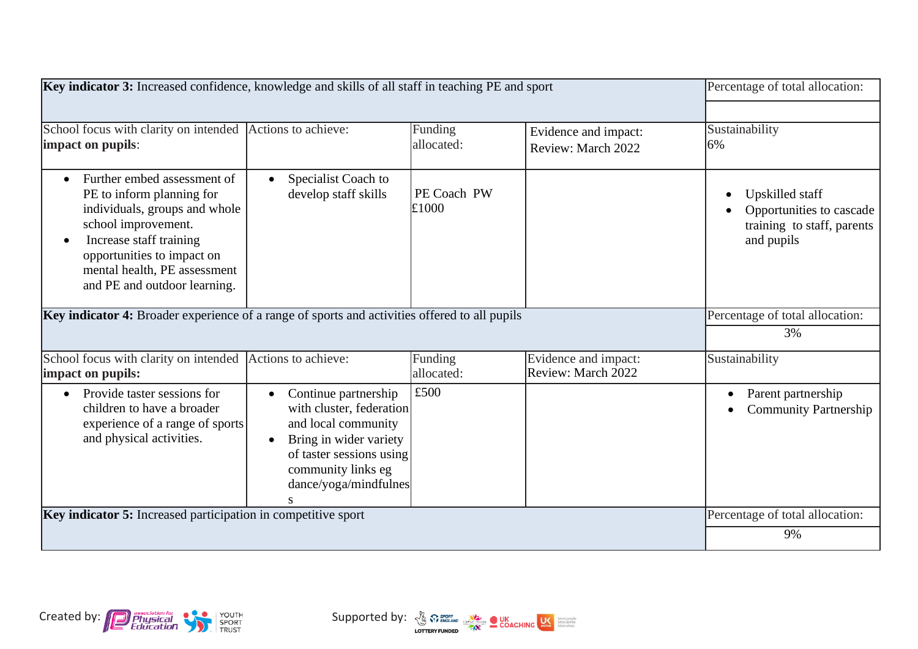| **Key indicator 3:** Increased confidence, knowledge and skills of all staff in teaching PE and sport | | | | Percentage of total allocation: |
|---|---|---|---|---|
| | | | | |
| School focus with clarity on intended **impact on pupils**: | Actions to achieve: | Funding allocated: | Evidence and impact: Review: March 2022 | Sustainability 6% |
| • Further embed assessment of PE to inform planning for individuals, groups and whole school improvement. • Increase staff training opportunities to impact on mental health, PE assessment and PE and outdoor learning. | • Specialist Coach to develop staff skills | PE Coach PW £1000 | | • Upskilled staff • Opportunities to cascade training to staff, parents and pupils |
| **Key indicator 4:** Broader experience of a range of sports and activities offered to all pupils | | | | Percentage of total allocation: |
| | | | | 3% |
| School focus with clarity on intended **impact on pupils:** | Actions to achieve: | Funding allocated: | Evidence and impact: Review: March 2022 | Sustainability |
| • Provide taster sessions for children to have a broader experience of a range of sports and physical activities. | • Continue partnership with cluster, federation and local community • Bring in wider variety of taster sessions using community links eg dance/yoga/mindfulness | £500 | | • Parent partnership • Community Partnership |
| **Key indicator 5:** Increased participation in competitive sport | | | | Percentage of total allocation: |
| | | | | 9% |

Created by: association for Physical Education, YOUTH SPORT TRUST

Supported by: SPORT ENGLAND LOTTERY FUNDED, CSPNETWORK, UK COACHING, UK active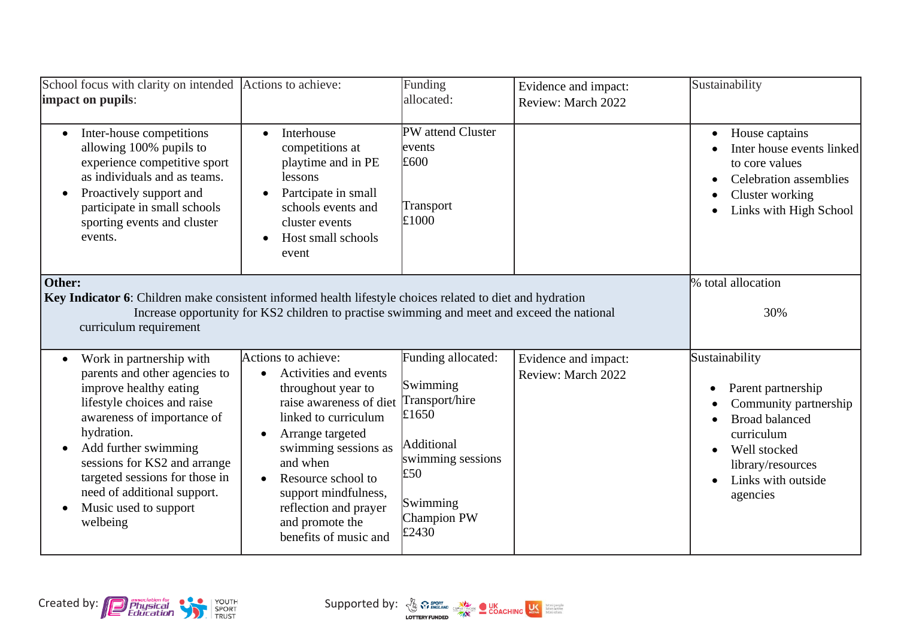| School focus with clarity on intended **impact on pupils**: | Actions to achieve: | Funding allocated: | Evidence and impact: Review: March 2022 | Sustainability |
|---|---|---|---|---|
| • Inter-house competitions allowing 100% pupils to experience competitive sport as individuals and as teams.<br>• Proactively support and participate in small schools sporting events and cluster events. | • Interhouse competitions at playtime and in PE lessons<br>• Partcipate in small schools events and cluster events<br>• Host small schools event | PW attend Cluster events £600<br><br>Transport £1000 | | • House captains<br>• Inter house events linked to core values<br>• Celebration assemblies<br>• Cluster working<br>• Links with High School |

| **Other:**<br>**Key Indicator 6**: Children make consistent informed health lifestyle choices related to diet and hydration<br>Increase opportunity for KS2 children to practise swimming and meet and exceed the national curriculum requirement | | | | % total allocation<br><br>30% |
|---|---|---|---|---|
| • Work in partnership with parents and other agencies to improve healthy eating lifestyle choices and raise awareness of importance of hydration.<br>• Add further swimming sessions for KS2 and arrange targeted sessions for those in need of additional support.<br>• Music used to support welbeing | Actions to achieve:<br>• Activities and events throughout year to raise awareness of diet linked to curriculum<br>• Arrange targeted swimming sessions as and when<br>• Resource school to support mindfulness, reflection and prayer and promote the benefits of music and | Funding allocated:<br><br>Swimming Transport/hire £1650<br><br>Additional swimming sessions £50<br><br>Swimming Champion PW £2430 | Evidence and impact: Review: March 2022 | Sustainability<br><br>• Parent partnership<br>• Community partnership<br>• Broad balanced curriculum<br>• Well stocked library/resources<br>• Links with outside agencies |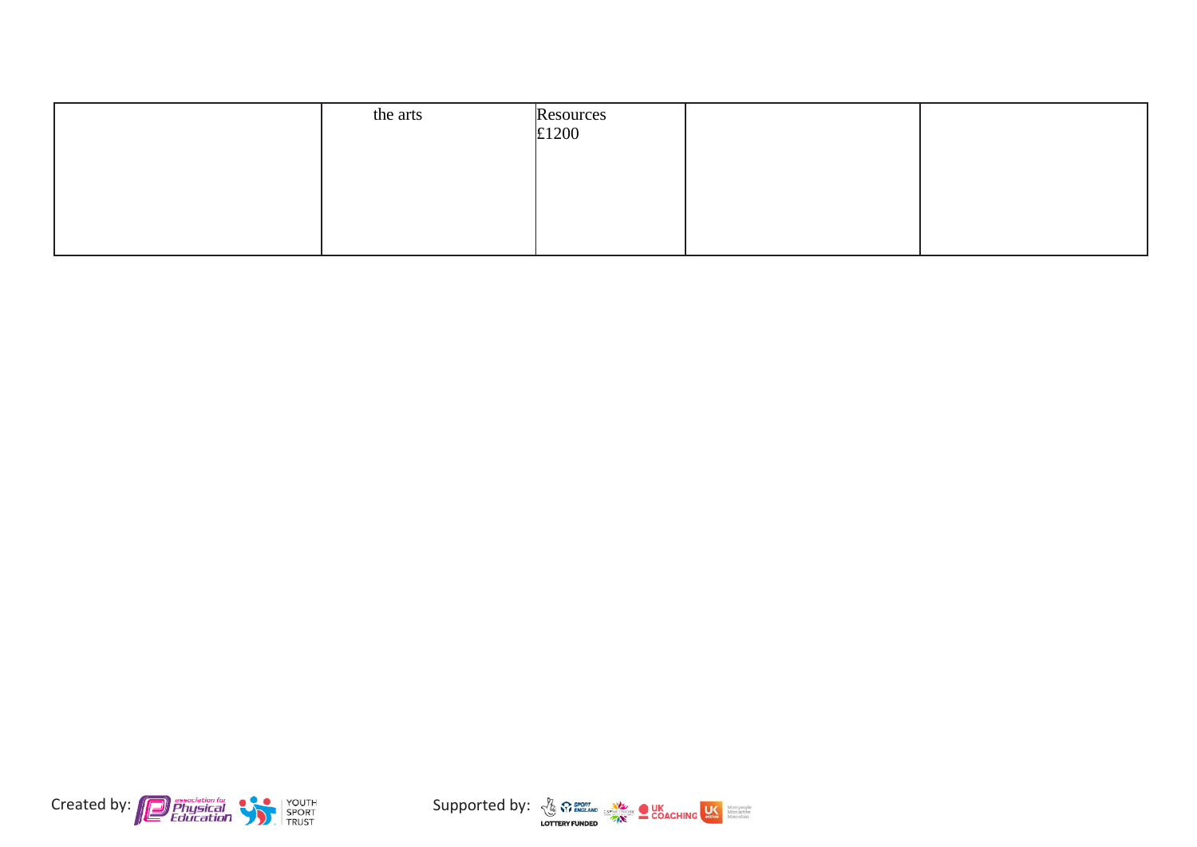| | | | | |
|---|---|---|---|---|
| | the arts | Resources<br>£1200 | | |